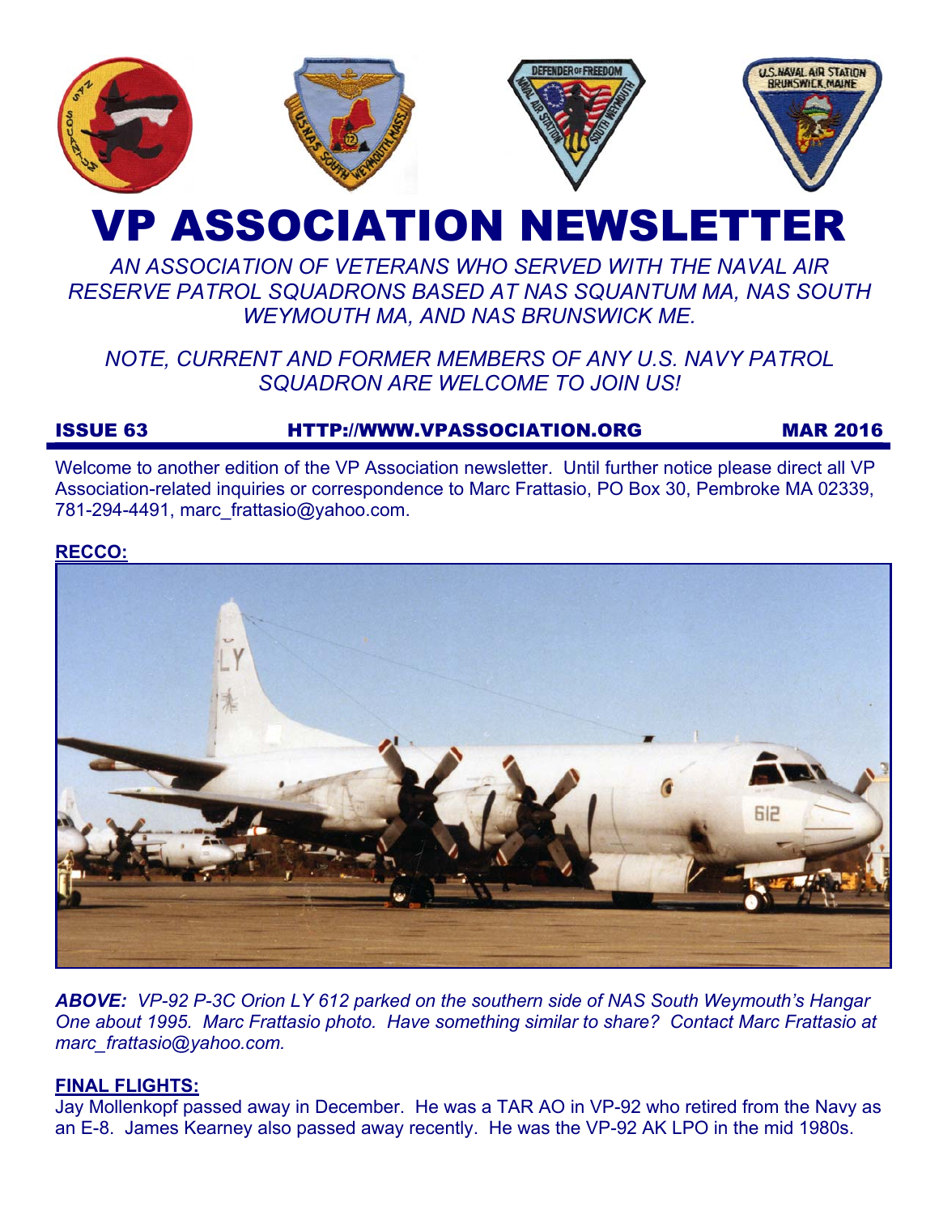# VP ASSOCIATION NEWSLETTER

*AN ASSOCIATION OF VETERANS WHO SERVED WITH THE NAVAL AIR RESERVE PATROL SQUADRONS BASED AT NAS SQUANTUM MA, NAS SOUTH WEYMOUTH MA, AND NAS BRUNSWICK ME.*

*NOTE, CURRENT AND FORMER MEMBERS OF ANY U.S. NAVY PATROL SQUADRON ARE WELCOME TO JOIN US!*

**ISSUE 63** **HTTP://WWW.VPASSOCIATION.ORG** **MAR 2016**

Welcome to another edition of the VP Association newsletter. Until further notice please direct all VP Association-related inquiries or correspondence to Marc Frattasio, PO Box 30, Pembroke MA 02339, 781-294-4491, marc_frattasio@yahoo.com.

## RECCO:

***ABOVE:*** *VP-92 P-3C Orion LY 612 parked on the southern side of NAS South Weymouth's Hangar One about 1995. Marc Frattasio photo. Have something similar to share? Contact Marc Frattasio at marc_frattasio@yahoo.com.*

## FINAL FLIGHTS:

Jay Mollenkopf passed away in December. He was a TAR AO in VP-92 who retired from the Navy as an E-8. James Kearney also passed away recently. He was the VP-92 AK LPO in the mid 1980s.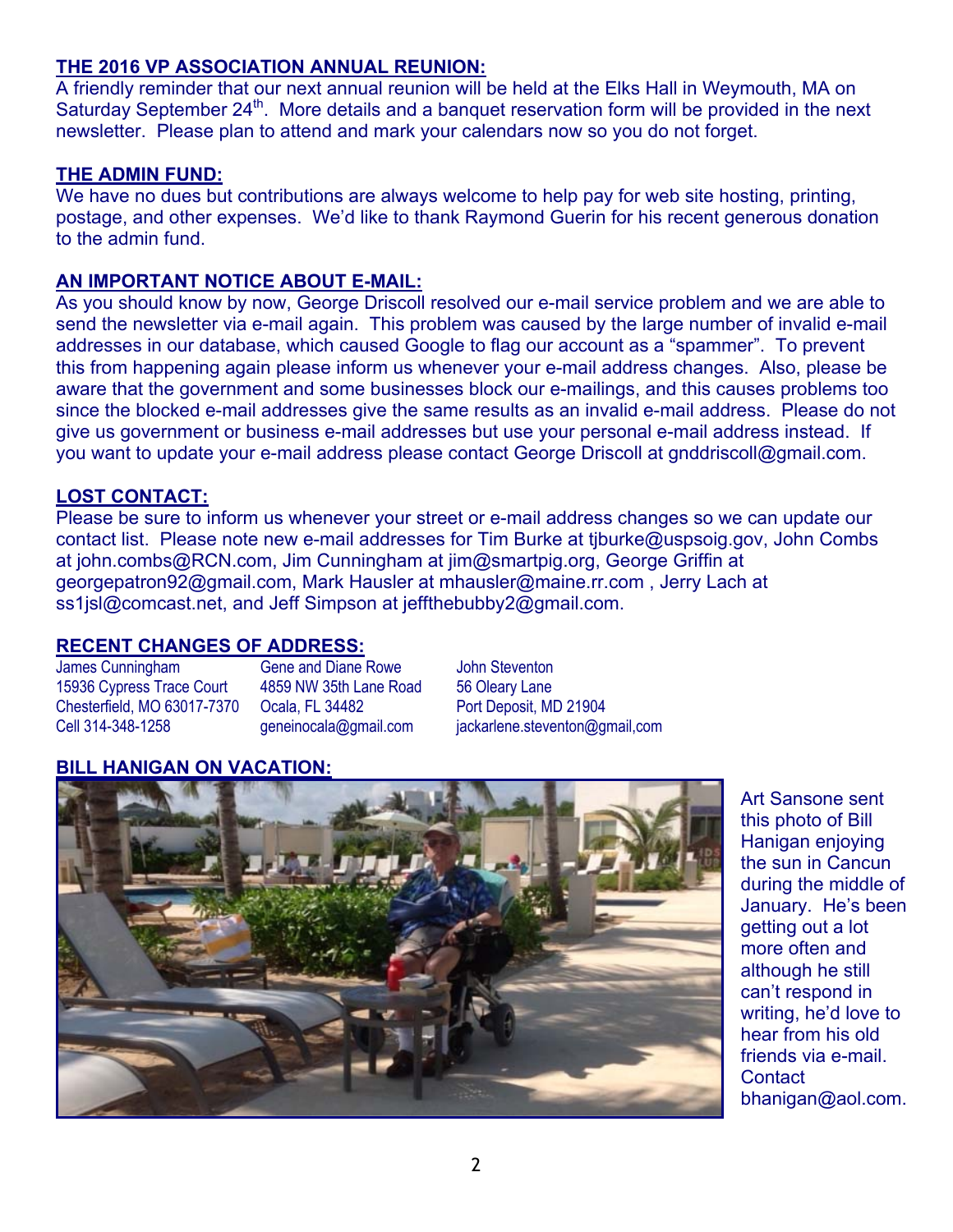## THE 2016 VP ASSOCIATION ANNUAL REUNION:

A friendly reminder that our next annual reunion will be held at the Elks Hall in Weymouth, MA on Saturday September 24th. More details and a banquet reservation form will be provided in the next newsletter. Please plan to attend and mark your calendars now so you do not forget.

## THE ADMIN FUND:

We have no dues but contributions are always welcome to help pay for web site hosting, printing, postage, and other expenses. We'd like to thank Raymond Guerin for his recent generous donation to the admin fund.

## AN IMPORTANT NOTICE ABOUT E-MAIL:

As you should know by now, George Driscoll resolved our e-mail service problem and we are able to send the newsletter via e-mail again. This problem was caused by the large number of invalid e-mail addresses in our database, which caused Google to flag our account as a "spammer". To prevent this from happening again please inform us whenever your e-mail address changes. Also, please be aware that the government and some businesses block our e-mailings, and this causes problems too since the blocked e-mail addresses give the same results as an invalid e-mail address. Please do not give us government or business e-mail addresses but use your personal e-mail address instead. If you want to update your e-mail address please contact George Driscoll at gnddriscoll@gmail.com.

## LOST CONTACT:

Please be sure to inform us whenever your street or e-mail address changes so we can update our contact list. Please note new e-mail addresses for Tim Burke at tjburke@uspsoig.gov, John Combs at john.combs@RCN.com, Jim Cunningham at jim@smartpig.org, George Griffin at georgepatron92@gmail.com, Mark Hausler at mhausler@maine.rr.com , Jerry Lach at ss1jsl@comcast.net, and Jeff Simpson at jeffthebubby2@gmail.com.

## RECENT CHANGES OF ADDRESS:

James Cunningham
15936 Cypress Trace Court
Chesterfield, MO 63017-7370
Cell 314-348-1258

Gene and Diane Rowe
4859 NW 35th Lane Road
Ocala, FL 34482
geneinocala@gmail.com

John Steventon
56 Oleary Lane
Port Deposit, MD 21904
jackarlene.steventon@gmail,com

## BILL HANIGAN ON VACATION:

Art Sansone sent this photo of Bill Hanigan enjoying the sun in Cancun during the middle of January. He's been getting out a lot more often and although he still can't respond in writing, he'd love to hear from his old friends via e-mail. Contact bhanigan@aol.com.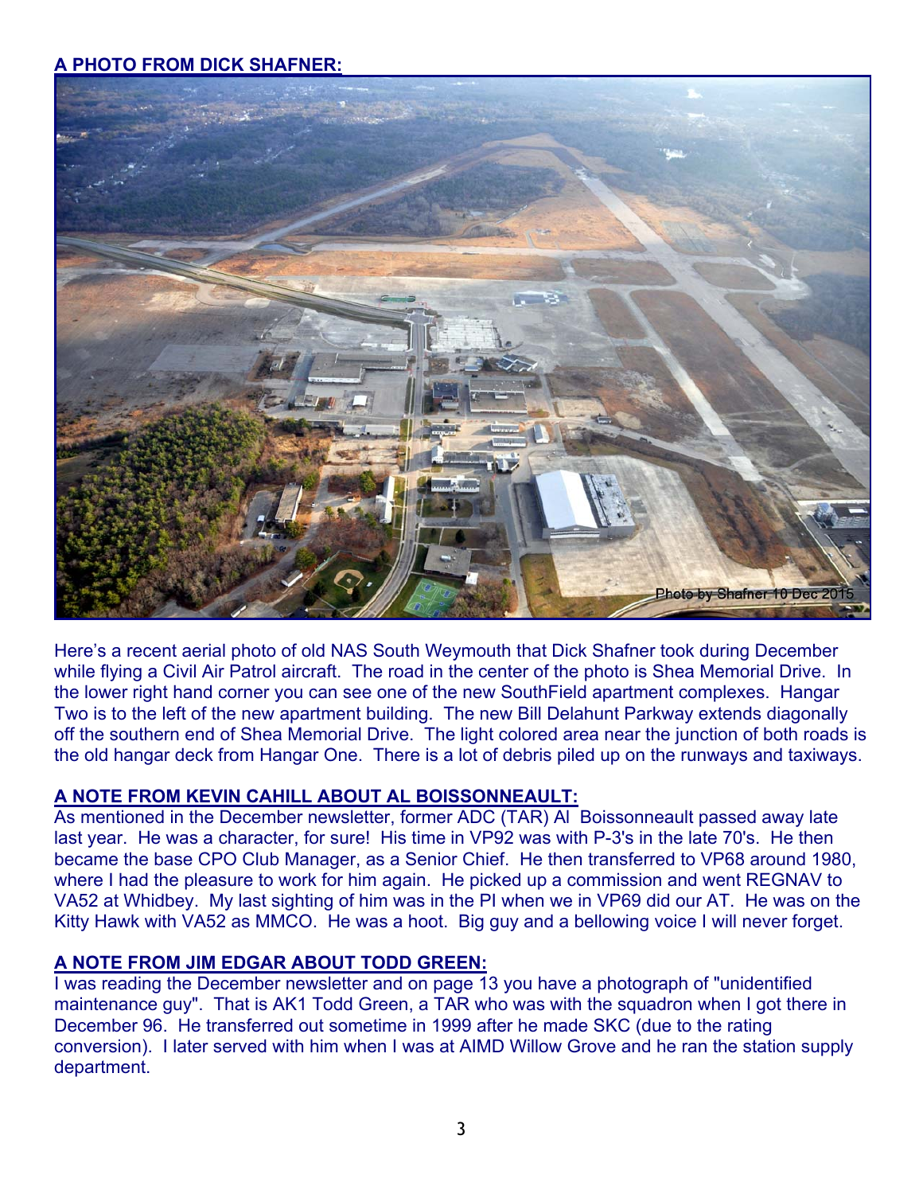## A PHOTO FROM DICK SHAFNER:

Photo by Shafner 10 Dec 2015

Here's a recent aerial photo of old NAS South Weymouth that Dick Shafner took during December while flying a Civil Air Patrol aircraft. The road in the center of the photo is Shea Memorial Drive. In the lower right hand corner you can see one of the new SouthField apartment complexes. Hangar Two is to the left of the new apartment building. The new Bill Delahunt Parkway extends diagonally off the southern end of Shea Memorial Drive. The light colored area near the junction of both roads is the old hangar deck from Hangar One. There is a lot of debris piled up on the runways and taxiways.

## A NOTE FROM KEVIN CAHILL ABOUT AL BOISSONNEAULT:

As mentioned in the December newsletter, former ADC (TAR) Al Boissonneault passed away late last year. He was a character, for sure! His time in VP92 was with P-3's in the late 70's. He then became the base CPO Club Manager, as a Senior Chief. He then transferred to VP68 around 1980, where I had the pleasure to work for him again. He picked up a commission and went REGNAV to VA52 at Whidbey. My last sighting of him was in the PI when we in VP69 did our AT. He was on the Kitty Hawk with VA52 as MMCO. He was a hoot. Big guy and a bellowing voice I will never forget.

## A NOTE FROM JIM EDGAR ABOUT TODD GREEN:

I was reading the December newsletter and on page 13 you have a photograph of "unidentified maintenance guy". That is AK1 Todd Green, a TAR who was with the squadron when I got there in December 96. He transferred out sometime in 1999 after he made SKC (due to the rating conversion). I later served with him when I was at AIMD Willow Grove and he ran the station supply department.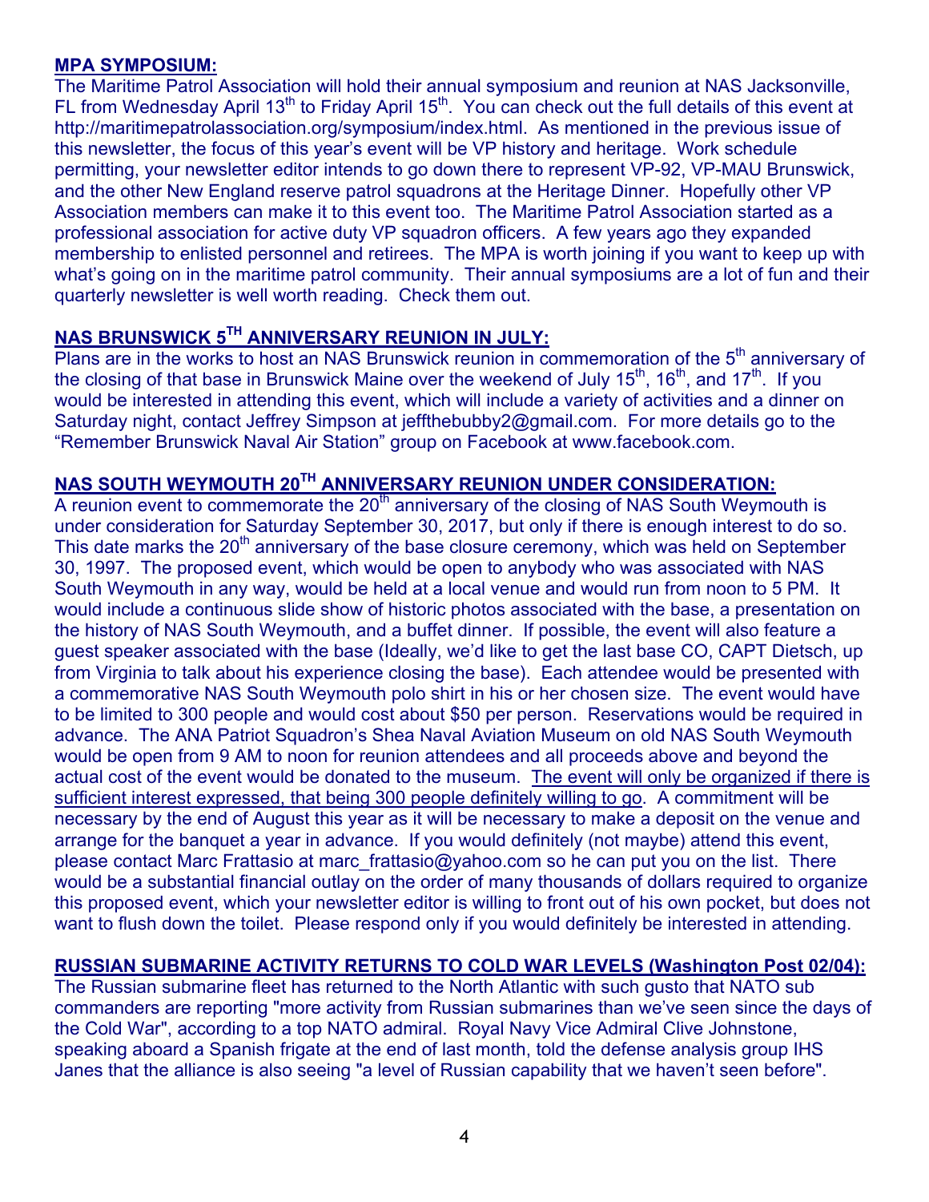## MPA SYMPOSIUM:

The Maritime Patrol Association will hold their annual symposium and reunion at NAS Jacksonville, FL from Wednesday April 13th to Friday April 15th. You can check out the full details of this event at http://maritimepatrolassociation.org/symposium/index.html. As mentioned in the previous issue of this newsletter, the focus of this year's event will be VP history and heritage. Work schedule permitting, your newsletter editor intends to go down there to represent VP-92, VP-MAU Brunswick, and the other New England reserve patrol squadrons at the Heritage Dinner. Hopefully other VP Association members can make it to this event too. The Maritime Patrol Association started as a professional association for active duty VP squadron officers. A few years ago they expanded membership to enlisted personnel and retirees. The MPA is worth joining if you want to keep up with what's going on in the maritime patrol community. Their annual symposiums are a lot of fun and their quarterly newsletter is well worth reading. Check them out.

## NAS BRUNSWICK 5TH ANNIVERSARY REUNION IN JULY:

Plans are in the works to host an NAS Brunswick reunion in commemoration of the 5th anniversary of the closing of that base in Brunswick Maine over the weekend of July 15th, 16th, and 17th. If you would be interested in attending this event, which will include a variety of activities and a dinner on Saturday night, contact Jeffrey Simpson at jeffthebubby2@gmail.com. For more details go to the "Remember Brunswick Naval Air Station" group on Facebook at www.facebook.com.

## NAS SOUTH WEYMOUTH 20TH ANNIVERSARY REUNION UNDER CONSIDERATION:

A reunion event to commemorate the 20th anniversary of the closing of NAS South Weymouth is under consideration for Saturday September 30, 2017, but only if there is enough interest to do so. This date marks the 20th anniversary of the base closure ceremony, which was held on September 30, 1997. The proposed event, which would be open to anybody who was associated with NAS South Weymouth in any way, would be held at a local venue and would run from noon to 5 PM. It would include a continuous slide show of historic photos associated with the base, a presentation on the history of NAS South Weymouth, and a buffet dinner. If possible, the event will also feature a guest speaker associated with the base (Ideally, we'd like to get the last base CO, CAPT Dietsch, up from Virginia to talk about his experience closing the base). Each attendee would be presented with a commemorative NAS South Weymouth polo shirt in his or her chosen size. The event would have to be limited to 300 people and would cost about $50 per person. Reservations would be required in advance. The ANA Patriot Squadron's Shea Naval Aviation Museum on old NAS South Weymouth would be open from 9 AM to noon for reunion attendees and all proceeds above and beyond the actual cost of the event would be donated to the museum. <u>The event will only be organized if there is sufficient interest expressed, that being 300 people definitely willing to go</u>. A commitment will be necessary by the end of August this year as it will be necessary to make a deposit on the venue and arrange for the banquet a year in advance. If you would definitely (not maybe) attend this event, please contact Marc Frattasio at marc_frattasio@yahoo.com so he can put you on the list. There would be a substantial financial outlay on the order of many thousands of dollars required to organize this proposed event, which your newsletter editor is willing to front out of his own pocket, but does not want to flush down the toilet. Please respond only if you would definitely be interested in attending.

## RUSSIAN SUBMARINE ACTIVITY RETURNS TO COLD WAR LEVELS (Washington Post 02/04):

The Russian submarine fleet has returned to the North Atlantic with such gusto that NATO sub commanders are reporting "more activity from Russian submarines than we've seen since the days of the Cold War", according to a top NATO admiral. Royal Navy Vice Admiral Clive Johnstone, speaking aboard a Spanish frigate at the end of last month, told the defense analysis group IHS Janes that the alliance is also seeing "a level of Russian capability that we haven't seen before".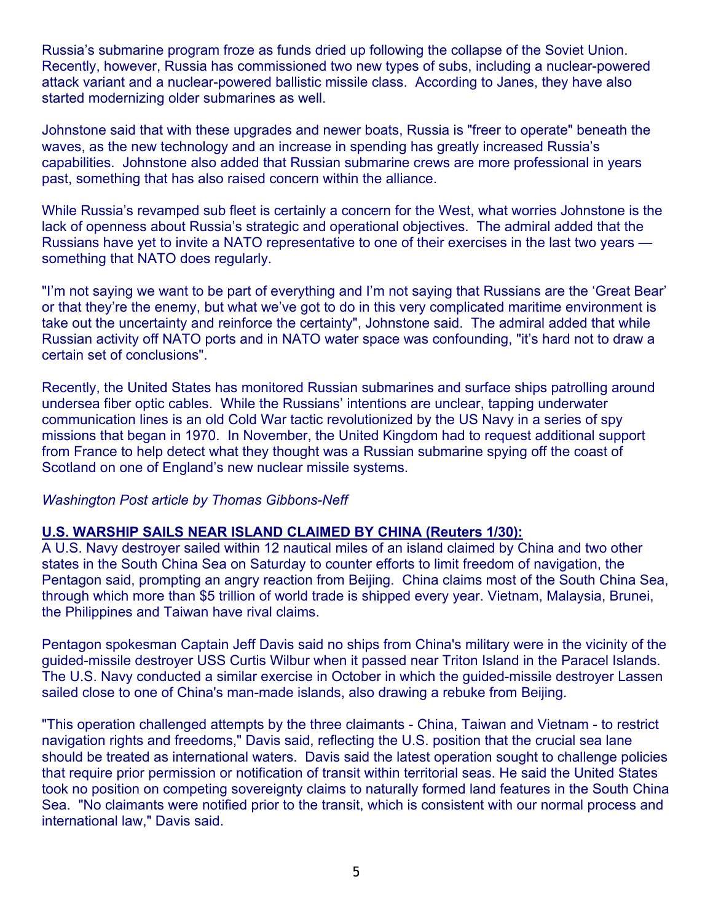Russia's submarine program froze as funds dried up following the collapse of the Soviet Union. Recently, however, Russia has commissioned two new types of subs, including a nuclear-powered attack variant and a nuclear-powered ballistic missile class. According to Janes, they have also started modernizing older submarines as well.

Johnstone said that with these upgrades and newer boats, Russia is "freer to operate" beneath the waves, as the new technology and an increase in spending has greatly increased Russia's capabilities. Johnstone also added that Russian submarine crews are more professional in years past, something that has also raised concern within the alliance.

While Russia's revamped sub fleet is certainly a concern for the West, what worries Johnstone is the lack of openness about Russia's strategic and operational objectives. The admiral added that the Russians have yet to invite a NATO representative to one of their exercises in the last two years — something that NATO does regularly.

"I'm not saying we want to be part of everything and I'm not saying that Russians are the 'Great Bear' or that they're the enemy, but what we've got to do in this very complicated maritime environment is take out the uncertainty and reinforce the certainty", Johnstone said. The admiral added that while Russian activity off NATO ports and in NATO water space was confounding, "it's hard not to draw a certain set of conclusions".

Recently, the United States has monitored Russian submarines and surface ships patrolling around undersea fiber optic cables. While the Russians' intentions are unclear, tapping underwater communication lines is an old Cold War tactic revolutionized by the US Navy in a series of spy missions that began in 1970. In November, the United Kingdom had to request additional support from France to help detect what they thought was a Russian submarine spying off the coast of Scotland on one of England's new nuclear missile systems.

*Washington Post article by Thomas Gibbons-Neff*

**U.S. WARSHIP SAILS NEAR ISLAND CLAIMED BY CHINA (Reuters 1/30):**

A U.S. Navy destroyer sailed within 12 nautical miles of an island claimed by China and two other states in the South China Sea on Saturday to counter efforts to limit freedom of navigation, the Pentagon said, prompting an angry reaction from Beijing. China claims most of the South China Sea, through which more than $5 trillion of world trade is shipped every year. Vietnam, Malaysia, Brunei, the Philippines and Taiwan have rival claims.

Pentagon spokesman Captain Jeff Davis said no ships from China's military were in the vicinity of the guided-missile destroyer USS Curtis Wilbur when it passed near Triton Island in the Paracel Islands. The U.S. Navy conducted a similar exercise in October in which the guided-missile destroyer Lassen sailed close to one of China's man-made islands, also drawing a rebuke from Beijing.

"This operation challenged attempts by the three claimants - China, Taiwan and Vietnam - to restrict navigation rights and freedoms," Davis said, reflecting the U.S. position that the crucial sea lane should be treated as international waters. Davis said the latest operation sought to challenge policies that require prior permission or notification of transit within territorial seas. He said the United States took no position on competing sovereignty claims to naturally formed land features in the South China Sea. "No claimants were notified prior to the transit, which is consistent with our normal process and international law," Davis said.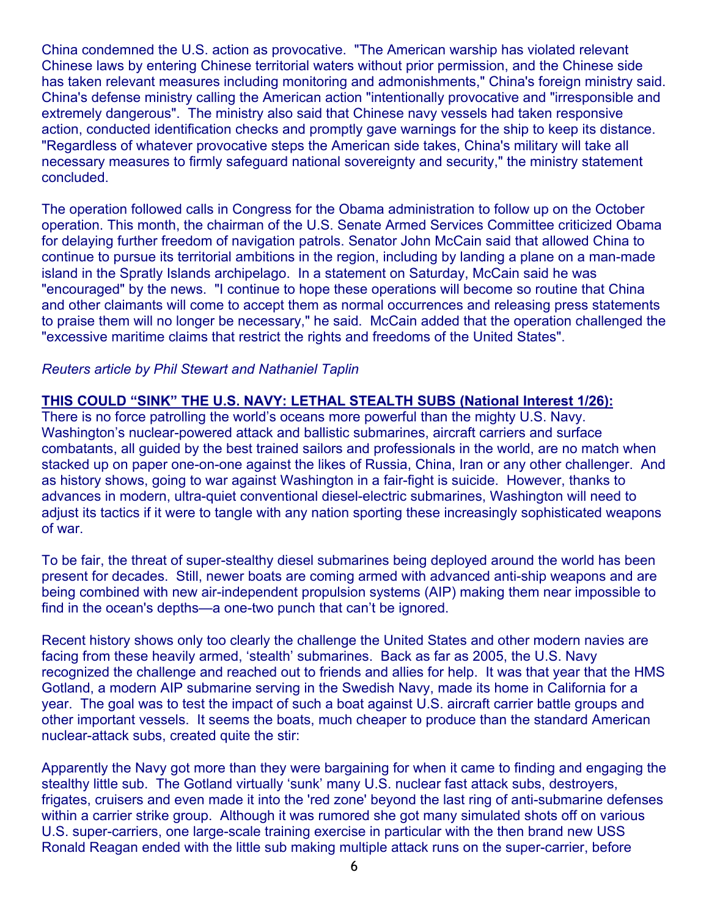China condemned the U.S. action as provocative. "The American warship has violated relevant Chinese laws by entering Chinese territorial waters without prior permission, and the Chinese side has taken relevant measures including monitoring and admonishments," China's foreign ministry said. China's defense ministry calling the American action "intentionally provocative and "irresponsible and extremely dangerous". The ministry also said that Chinese navy vessels had taken responsive action, conducted identification checks and promptly gave warnings for the ship to keep its distance. "Regardless of whatever provocative steps the American side takes, China's military will take all necessary measures to firmly safeguard national sovereignty and security," the ministry statement concluded.

The operation followed calls in Congress for the Obama administration to follow up on the October operation. This month, the chairman of the U.S. Senate Armed Services Committee criticized Obama for delaying further freedom of navigation patrols. Senator John McCain said that allowed China to continue to pursue its territorial ambitions in the region, including by landing a plane on a man-made island in the Spratly Islands archipelago. In a statement on Saturday, McCain said he was "encouraged" by the news. "I continue to hope these operations will become so routine that China and other claimants will come to accept them as normal occurrences and releasing press statements to praise them will no longer be necessary," he said. McCain added that the operation challenged the "excessive maritime claims that restrict the rights and freedoms of the United States".

*Reuters article by Phil Stewart and Nathaniel Taplin*

**THIS COULD "SINK" THE U.S. NAVY: LETHAL STEALTH SUBS (National Interest 1/26):**
There is no force patrolling the world's oceans more powerful than the mighty U.S. Navy. Washington's nuclear-powered attack and ballistic submarines, aircraft carriers and surface combatants, all guided by the best trained sailors and professionals in the world, are no match when stacked up on paper one-on-one against the likes of Russia, China, Iran or any other challenger. And as history shows, going to war against Washington in a fair-fight is suicide. However, thanks to advances in modern, ultra-quiet conventional diesel-electric submarines, Washington will need to adjust its tactics if it were to tangle with any nation sporting these increasingly sophisticated weapons of war.

To be fair, the threat of super-stealthy diesel submarines being deployed around the world has been present for decades. Still, newer boats are coming armed with advanced anti-ship weapons and are being combined with new air-independent propulsion systems (AIP) making them near impossible to find in the ocean's depths—a one-two punch that can't be ignored.

Recent history shows only too clearly the challenge the United States and other modern navies are facing from these heavily armed, 'stealth' submarines. Back as far as 2005, the U.S. Navy recognized the challenge and reached out to friends and allies for help. It was that year that the HMS Gotland, a modern AIP submarine serving in the Swedish Navy, made its home in California for a year. The goal was to test the impact of such a boat against U.S. aircraft carrier battle groups and other important vessels. It seems the boats, much cheaper to produce than the standard American nuclear-attack subs, created quite the stir:

Apparently the Navy got more than they were bargaining for when it came to finding and engaging the stealthy little sub. The Gotland virtually 'sunk' many U.S. nuclear fast attack subs, destroyers, frigates, cruisers and even made it into the 'red zone' beyond the last ring of anti-submarine defenses within a carrier strike group. Although it was rumored she got many simulated shots off on various U.S. super-carriers, one large-scale training exercise in particular with the then brand new USS Ronald Reagan ended with the little sub making multiple attack runs on the super-carrier, before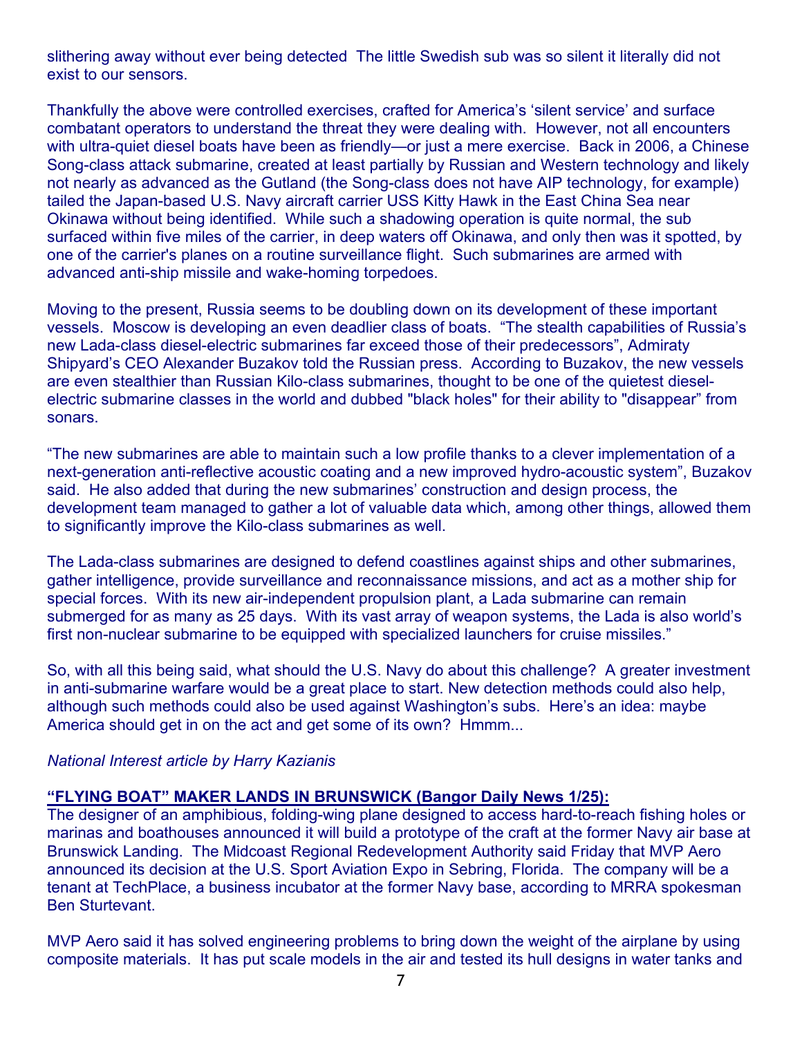slithering away without ever being detected The little Swedish sub was so silent it literally did not exist to our sensors.

Thankfully the above were controlled exercises, crafted for America's 'silent service' and surface combatant operators to understand the threat they were dealing with. However, not all encounters with ultra-quiet diesel boats have been as friendly—or just a mere exercise. Back in 2006, a Chinese Song-class attack submarine, created at least partially by Russian and Western technology and likely not nearly as advanced as the Gutland (the Song-class does not have AIP technology, for example) tailed the Japan-based U.S. Navy aircraft carrier USS Kitty Hawk in the East China Sea near Okinawa without being identified. While such a shadowing operation is quite normal, the sub surfaced within five miles of the carrier, in deep waters off Okinawa, and only then was it spotted, by one of the carrier's planes on a routine surveillance flight. Such submarines are armed with advanced anti-ship missile and wake-homing torpedoes.

Moving to the present, Russia seems to be doubling down on its development of these important vessels. Moscow is developing an even deadlier class of boats. "The stealth capabilities of Russia's new Lada-class diesel-electric submarines far exceed those of their predecessors", Admiraty Shipyard's CEO Alexander Buzakov told the Russian press. According to Buzakov, the new vessels are even stealthier than Russian Kilo-class submarines, thought to be one of the quietest diesel-electric submarine classes in the world and dubbed "black holes" for their ability to "disappear" from sonars.

"The new submarines are able to maintain such a low profile thanks to a clever implementation of a next-generation anti-reflective acoustic coating and a new improved hydro-acoustic system", Buzakov said. He also added that during the new submarines' construction and design process, the development team managed to gather a lot of valuable data which, among other things, allowed them to significantly improve the Kilo-class submarines as well.

The Lada-class submarines are designed to defend coastlines against ships and other submarines, gather intelligence, provide surveillance and reconnaissance missions, and act as a mother ship for special forces. With its new air-independent propulsion plant, a Lada submarine can remain submerged for as many as 25 days. With its vast array of weapon systems, the Lada is also world's first non-nuclear submarine to be equipped with specialized launchers for cruise missiles."

So, with all this being said, what should the U.S. Navy do about this challenge? A greater investment in anti-submarine warfare would be a great place to start. New detection methods could also help, although such methods could also be used against Washington's subs. Here's an idea: maybe America should get in on the act and get some of its own? Hmmm...

*National Interest article by Harry Kazianis*

**"FLYING BOAT" MAKER LANDS IN BRUNSWICK (Bangor Daily News 1/25):**
The designer of an amphibious, folding-wing plane designed to access hard-to-reach fishing holes or marinas and boathouses announced it will build a prototype of the craft at the former Navy air base at Brunswick Landing. The Midcoast Regional Redevelopment Authority said Friday that MVP Aero announced its decision at the U.S. Sport Aviation Expo in Sebring, Florida. The company will be a tenant at TechPlace, a business incubator at the former Navy base, according to MRRA spokesman Ben Sturtevant.

MVP Aero said it has solved engineering problems to bring down the weight of the airplane by using composite materials. It has put scale models in the air and tested its hull designs in water tanks and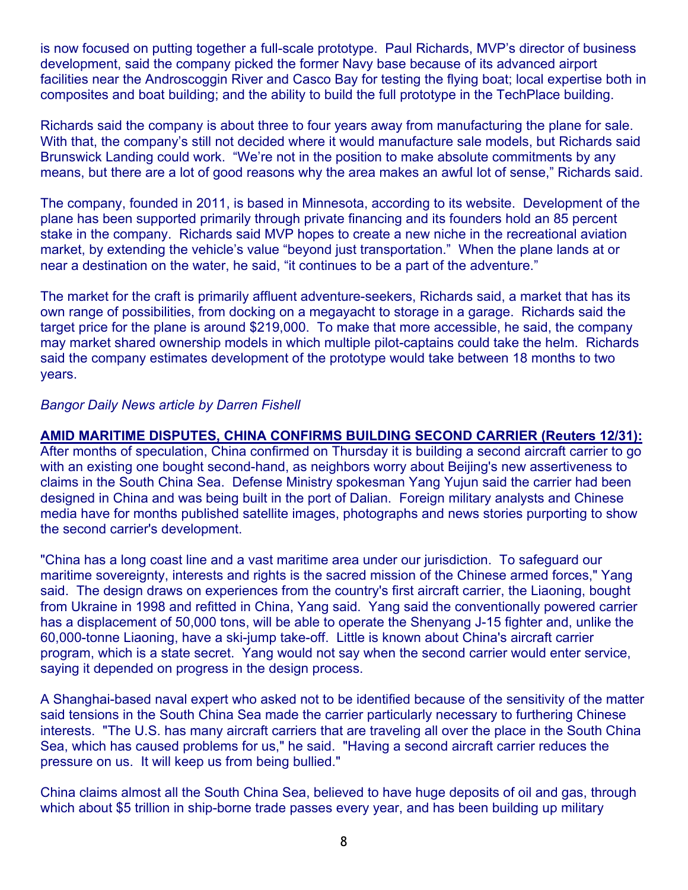is now focused on putting together a full-scale prototype. Paul Richards, MVP's director of business development, said the company picked the former Navy base because of its advanced airport facilities near the Androscoggin River and Casco Bay for testing the flying boat; local expertise both in composites and boat building; and the ability to build the full prototype in the TechPlace building.

Richards said the company is about three to four years away from manufacturing the plane for sale. With that, the company's still not decided where it would manufacture sale models, but Richards said Brunswick Landing could work. "We're not in the position to make absolute commitments by any means, but there are a lot of good reasons why the area makes an awful lot of sense," Richards said.

The company, founded in 2011, is based in Minnesota, according to its website. Development of the plane has been supported primarily through private financing and its founders hold an 85 percent stake in the company. Richards said MVP hopes to create a new niche in the recreational aviation market, by extending the vehicle's value "beyond just transportation." When the plane lands at or near a destination on the water, he said, "it continues to be a part of the adventure."

The market for the craft is primarily affluent adventure-seekers, Richards said, a market that has its own range of possibilities, from docking on a megayacht to storage in a garage. Richards said the target price for the plane is around $219,000. To make that more accessible, he said, the company may market shared ownership models in which multiple pilot-captains could take the helm. Richards said the company estimates development of the prototype would take between 18 months to two years.

*Bangor Daily News article by Darren Fishell*

**AMID MARITIME DISPUTES, CHINA CONFIRMS BUILDING SECOND CARRIER (Reuters 12/31):** After months of speculation, China confirmed on Thursday it is building a second aircraft carrier to go with an existing one bought second-hand, as neighbors worry about Beijing's new assertiveness to claims in the South China Sea. Defense Ministry spokesman Yang Yujun said the carrier had been designed in China and was being built in the port of Dalian. Foreign military analysts and Chinese media have for months published satellite images, photographs and news stories purporting to show the second carrier's development.

"China has a long coast line and a vast maritime area under our jurisdiction. To safeguard our maritime sovereignty, interests and rights is the sacred mission of the Chinese armed forces," Yang said. The design draws on experiences from the country's first aircraft carrier, the Liaoning, bought from Ukraine in 1998 and refitted in China, Yang said. Yang said the conventionally powered carrier has a displacement of 50,000 tons, will be able to operate the Shenyang J-15 fighter and, unlike the 60,000-tonne Liaoning, have a ski-jump take-off. Little is known about China's aircraft carrier program, which is a state secret. Yang would not say when the second carrier would enter service, saying it depended on progress in the design process.

A Shanghai-based naval expert who asked not to be identified because of the sensitivity of the matter said tensions in the South China Sea made the carrier particularly necessary to furthering Chinese interests. "The U.S. has many aircraft carriers that are traveling all over the place in the South China Sea, which has caused problems for us," he said. "Having a second aircraft carrier reduces the pressure on us. It will keep us from being bullied."

China claims almost all the South China Sea, believed to have huge deposits of oil and gas, through which about $5 trillion in ship-borne trade passes every year, and has been building up military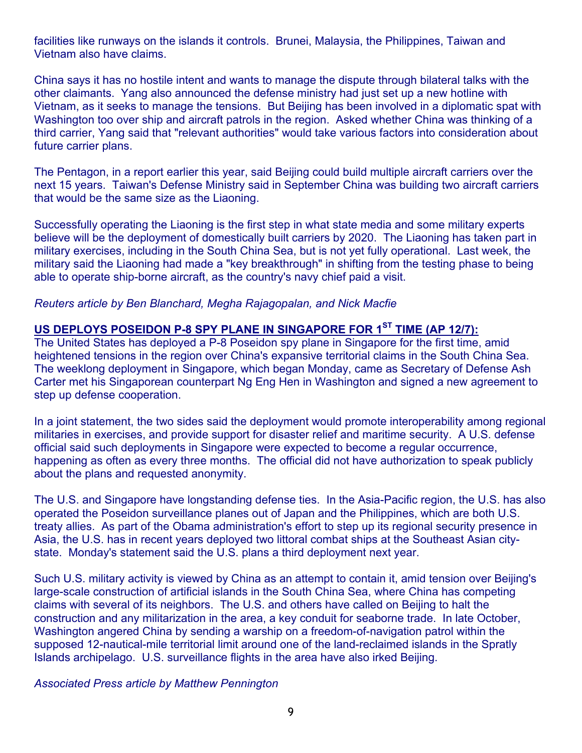facilities like runways on the islands it controls. Brunei, Malaysia, the Philippines, Taiwan and Vietnam also have claims.

China says it has no hostile intent and wants to manage the dispute through bilateral talks with the other claimants. Yang also announced the defense ministry had just set up a new hotline with Vietnam, as it seeks to manage the tensions. But Beijing has been involved in a diplomatic spat with Washington too over ship and aircraft patrols in the region. Asked whether China was thinking of a third carrier, Yang said that "relevant authorities" would take various factors into consideration about future carrier plans.

The Pentagon, in a report earlier this year, said Beijing could build multiple aircraft carriers over the next 15 years. Taiwan's Defense Ministry said in September China was building two aircraft carriers that would be the same size as the Liaoning.

Successfully operating the Liaoning is the first step in what state media and some military experts believe will be the deployment of domestically built carriers by 2020. The Liaoning has taken part in military exercises, including in the South China Sea, but is not yet fully operational. Last week, the military said the Liaoning had made a "key breakthrough" in shifting from the testing phase to being able to operate ship-borne aircraft, as the country's navy chief paid a visit.

*Reuters article by Ben Blanchard, Megha Rajagopalan, and Nick Macfie*

**US DEPLOYS POSEIDON P-8 SPY PLANE IN SINGAPORE FOR 1ST TIME (AP 12/7):**

The United States has deployed a P-8 Poseidon spy plane in Singapore for the first time, amid heightened tensions in the region over China's expansive territorial claims in the South China Sea. The weeklong deployment in Singapore, which began Monday, came as Secretary of Defense Ash Carter met his Singaporean counterpart Ng Eng Hen in Washington and signed a new agreement to step up defense cooperation.

In a joint statement, the two sides said the deployment would promote interoperability among regional militaries in exercises, and provide support for disaster relief and maritime security. A U.S. defense official said such deployments in Singapore were expected to become a regular occurrence, happening as often as every three months. The official did not have authorization to speak publicly about the plans and requested anonymity.

The U.S. and Singapore have longstanding defense ties. In the Asia-Pacific region, the U.S. has also operated the Poseidon surveillance planes out of Japan and the Philippines, which are both U.S. treaty allies. As part of the Obama administration's effort to step up its regional security presence in Asia, the U.S. has in recent years deployed two littoral combat ships at the Southeast Asian city-state. Monday's statement said the U.S. plans a third deployment next year.

Such U.S. military activity is viewed by China as an attempt to contain it, amid tension over Beijing's large-scale construction of artificial islands in the South China Sea, where China has competing claims with several of its neighbors. The U.S. and others have called on Beijing to halt the construction and any militarization in the area, a key conduit for seaborne trade. In late October, Washington angered China by sending a warship on a freedom-of-navigation patrol within the supposed 12-nautical-mile territorial limit around one of the land-reclaimed islands in the Spratly Islands archipelago. U.S. surveillance flights in the area have also irked Beijing.

*Associated Press article by Matthew Pennington*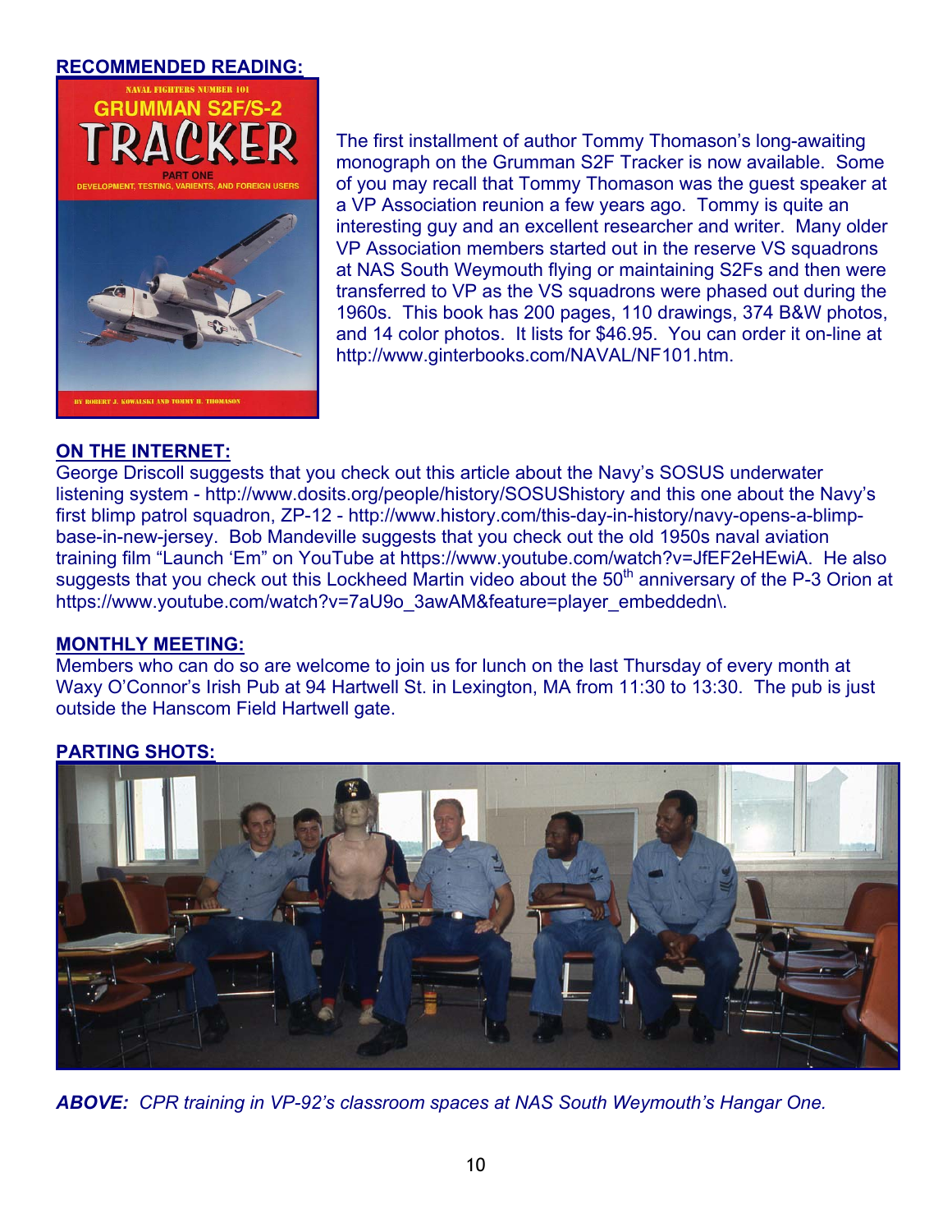## RECOMMENDED READING:

The first installment of author Tommy Thomason's long-awaiting monograph on the Grumman S2F Tracker is now available. Some of you may recall that Tommy Thomason was the guest speaker at a VP Association reunion a few years ago. Tommy is quite an interesting guy and an excellent researcher and writer. Many older VP Association members started out in the reserve VS squadrons at NAS South Weymouth flying or maintaining S2Fs and then were transferred to VP as the VS squadrons were phased out during the 1960s. This book has 200 pages, 110 drawings, 374 B&W photos, and 14 color photos. It lists for $46.95. You can order it on-line at http://www.ginterbooks.com/NAVAL/NF101.htm.

## ON THE INTERNET:

George Driscoll suggests that you check out this article about the Navy's SOSUS underwater listening system - http://www.dosits.org/people/history/SOSUShistory and this one about the Navy's first blimp patrol squadron, ZP-12 - http://www.history.com/this-day-in-history/navy-opens-a-blimp-base-in-new-jersey. Bob Mandeville suggests that you check out the old 1950s naval aviation training film "Launch 'Em" on YouTube at https://www.youtube.com/watch?v=JfEF2eHEwiA. He also suggests that you check out this Lockheed Martin video about the 50th anniversary of the P-3 Orion at https://www.youtube.com/watch?v=7aU9o_3awAM&feature=player_embeddedn\.

## MONTHLY MEETING:

Members who can do so are welcome to join us for lunch on the last Thursday of every month at Waxy O'Connor's Irish Pub at 94 Hartwell St. in Lexington, MA from 11:30 to 13:30. The pub is just outside the Hanscom Field Hartwell gate.

## PARTING SHOTS:

***ABOVE:** CPR training in VP-92's classroom spaces at NAS South Weymouth's Hangar One.*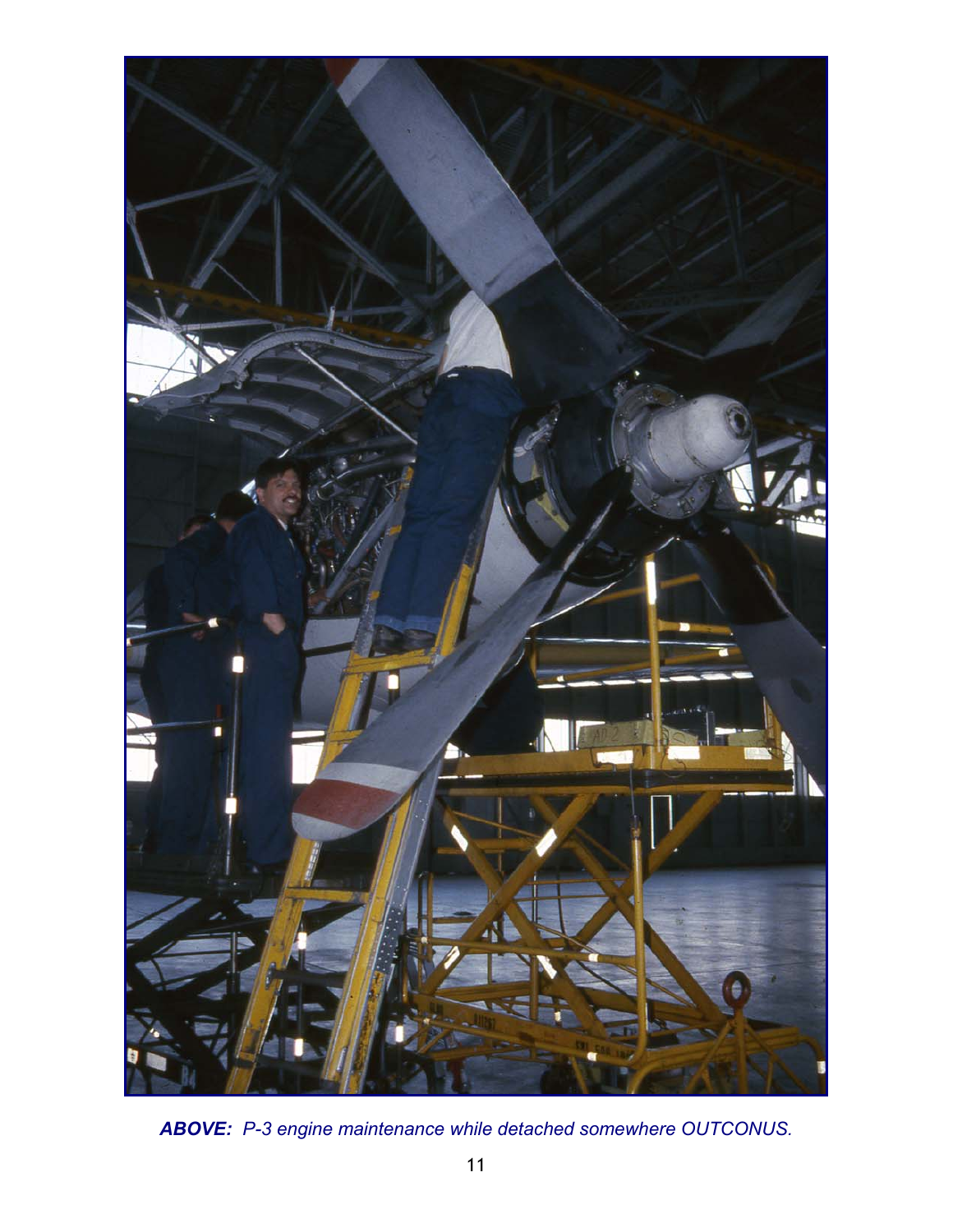***ABOVE:*** *P-3 engine maintenance while detached somewhere OUTCONUS.*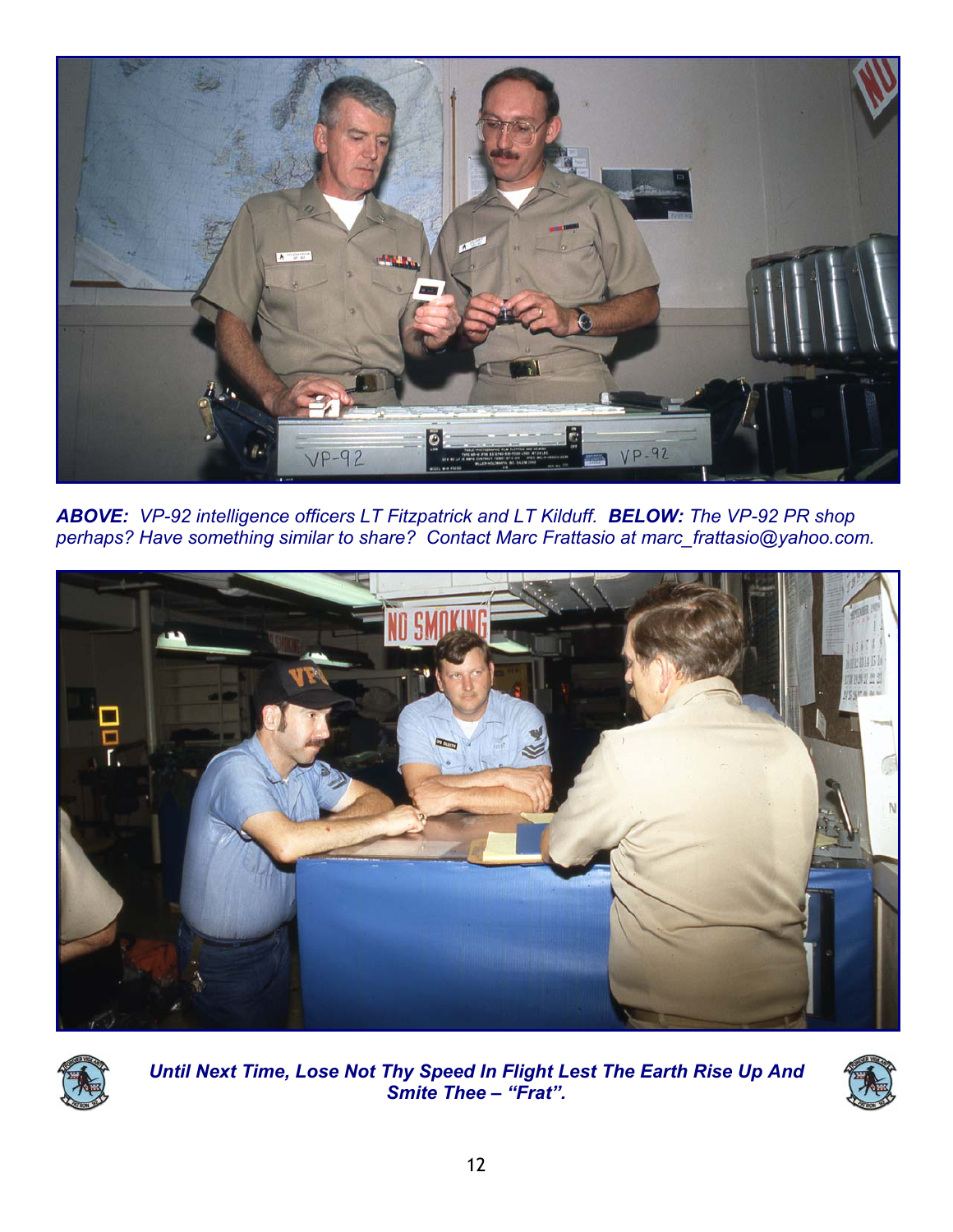***ABOVE:*** *VP-92 intelligence officers LT Fitzpatrick and LT Kilduff.* ***BELOW:*** *The VP-92 PR shop perhaps? Have something similar to share? Contact Marc Frattasio at marc_frattasio@yahoo.com.*

***Until Next Time, Lose Not Thy Speed In Flight Lest The Earth Rise Up And Smite Thee – "Frat".***